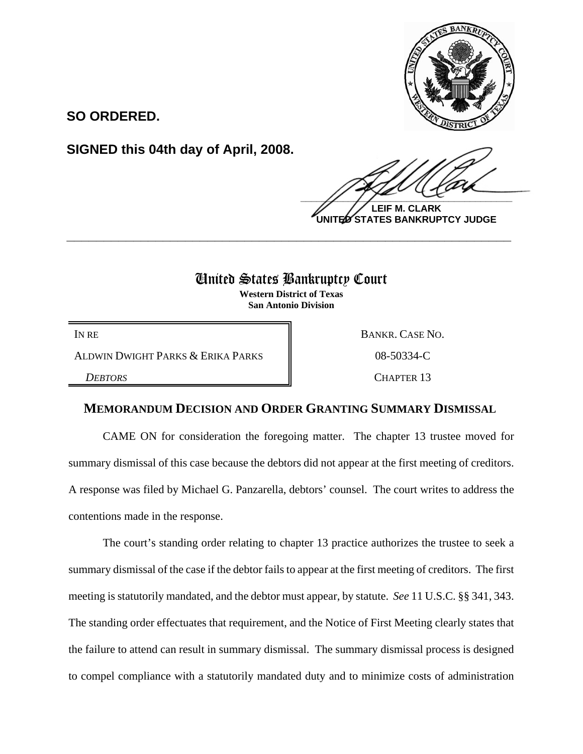**SO ORDERED.**

**SIGNED this 04th day of April, 2008.**

**LEIF M. CLARK**
**UNITED STATES BANKRUPTCY JUDGE**

---

# United States Bankruptcy Court

**Western District of Texas**
**San Antonio Division**

| | |
|---|---|
| IN RE | BANKR. CASE NO. |
| ALDWIN DWIGHT PARKS & ERIKA PARKS | 08-50334-C |
| *DEBTORS* | CHAPTER 13 |

## MEMORANDUM DECISION AND ORDER GRANTING SUMMARY DISMISSAL

CAME ON for consideration the foregoing matter. The chapter 13 trustee moved for summary dismissal of this case because the debtors did not appear at the first meeting of creditors. A response was filed by Michael G. Panzarella, debtors' counsel. The court writes to address the contentions made in the response.

The court's standing order relating to chapter 13 practice authorizes the trustee to seek a summary dismissal of the case if the debtor fails to appear at the first meeting of creditors. The first meeting is statutorily mandated, and the debtor must appear, by statute. *See* 11 U.S.C. §§ 341, 343. The standing order effectuates that requirement, and the Notice of First Meeting clearly states that the failure to attend can result in summary dismissal. The summary dismissal process is designed to compel compliance with a statutorily mandated duty and to minimize costs of administration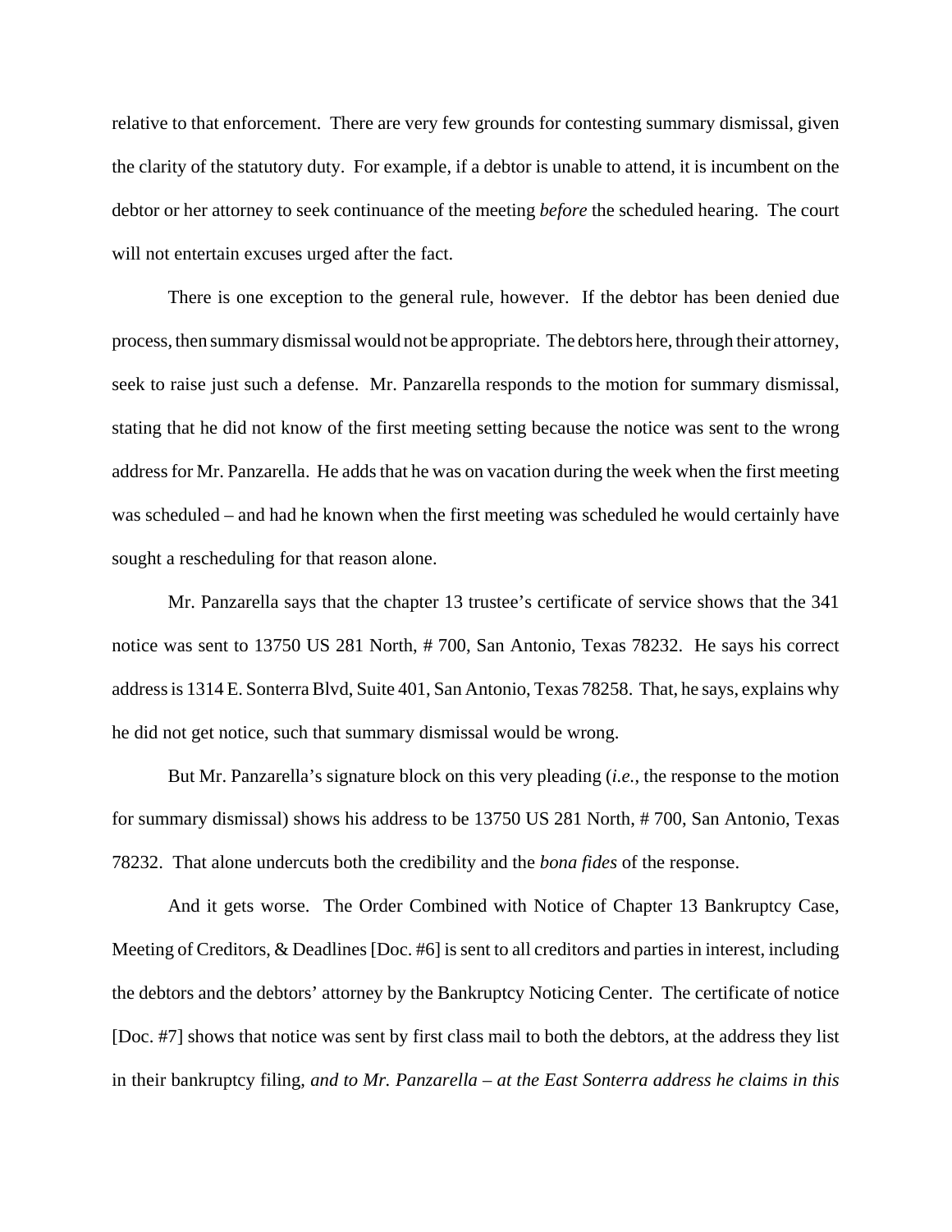relative to that enforcement. There are very few grounds for contesting summary dismissal, given the clarity of the statutory duty. For example, if a debtor is unable to attend, it is incumbent on the debtor or her attorney to seek continuance of the meeting *before* the scheduled hearing. The court will not entertain excuses urged after the fact.

There is one exception to the general rule, however. If the debtor has been denied due process, then summary dismissal would not be appropriate. The debtors here, through their attorney, seek to raise just such a defense. Mr. Panzarella responds to the motion for summary dismissal, stating that he did not know of the first meeting setting because the notice was sent to the wrong address for Mr. Panzarella. He adds that he was on vacation during the week when the first meeting was scheduled – and had he known when the first meeting was scheduled he would certainly have sought a rescheduling for that reason alone.

Mr. Panzarella says that the chapter 13 trustee's certificate of service shows that the 341 notice was sent to 13750 US 281 North, # 700, San Antonio, Texas 78232. He says his correct address is 1314 E. Sonterra Blvd, Suite 401, San Antonio, Texas 78258. That, he says, explains why he did not get notice, such that summary dismissal would be wrong.

But Mr. Panzarella's signature block on this very pleading (*i.e.*, the response to the motion for summary dismissal) shows his address to be 13750 US 281 North, # 700, San Antonio, Texas 78232. That alone undercuts both the credibility and the *bona fides* of the response.

And it gets worse. The Order Combined with Notice of Chapter 13 Bankruptcy Case, Meeting of Creditors, & Deadlines [Doc. #6] is sent to all creditors and parties in interest, including the debtors and the debtors' attorney by the Bankruptcy Noticing Center. The certificate of notice [Doc. #7] shows that notice was sent by first class mail to both the debtors, at the address they list in their bankruptcy filing, *and to Mr. Panzarella – at the East Sonterra address he claims in this*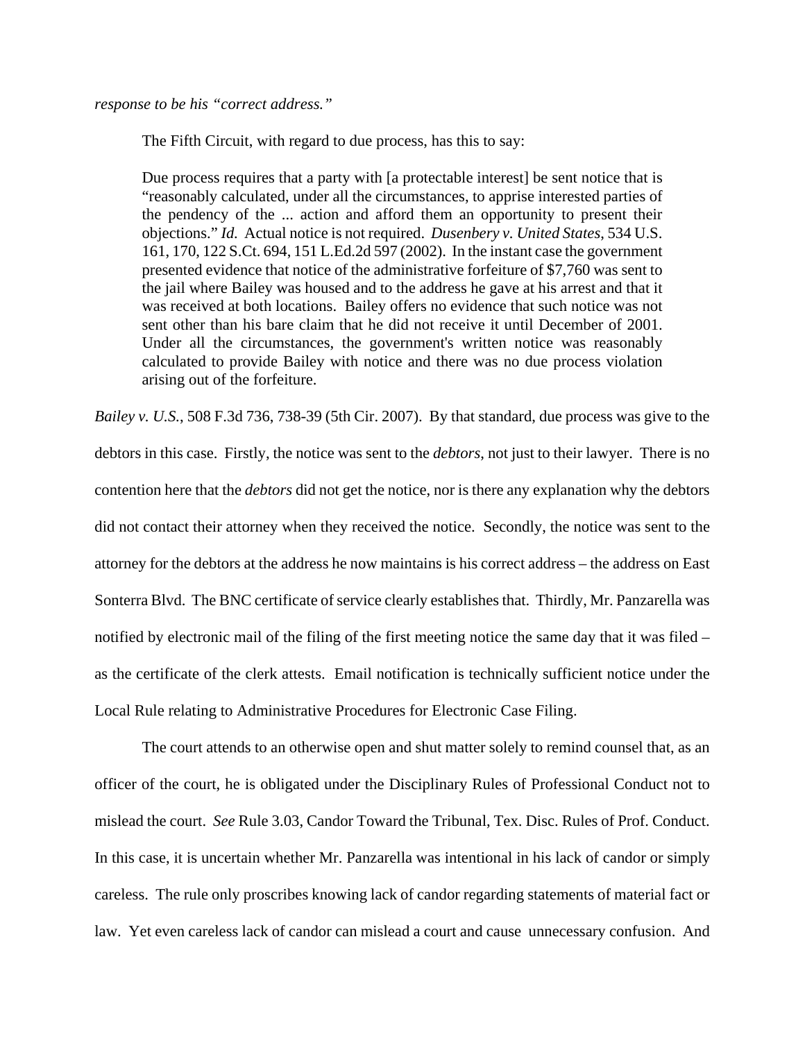*response to be his "correct address."*

The Fifth Circuit, with regard to due process, has this to say:

> Due process requires that a party with [a protectable interest] be sent notice that is "reasonably calculated, under all the circumstances, to apprise interested parties of the pendency of the ... action and afford them an opportunity to present their objections." *Id.* Actual notice is not required. *Dusenbery v. United States*, 534 U.S. 161, 170, 122 S.Ct. 694, 151 L.Ed.2d 597 (2002). In the instant case the government presented evidence that notice of the administrative forfeiture of $7,760 was sent to the jail where Bailey was housed and to the address he gave at his arrest and that it was received at both locations. Bailey offers no evidence that such notice was not sent other than his bare claim that he did not receive it until December of 2001. Under all the circumstances, the government's written notice was reasonably calculated to provide Bailey with notice and there was no due process violation arising out of the forfeiture.

*Bailey v. U.S.*, 508 F.3d 736, 738-39 (5th Cir. 2007). By that standard, due process was give to the debtors in this case. Firstly, the notice was sent to the *debtors*, not just to their lawyer. There is no contention here that the *debtors* did not get the notice, nor is there any explanation why the debtors did not contact their attorney when they received the notice. Secondly, the notice was sent to the attorney for the debtors at the address he now maintains is his correct address – the address on East Sonterra Blvd. The BNC certificate of service clearly establishes that. Thirdly, Mr. Panzarella was notified by electronic mail of the filing of the first meeting notice the same day that it was filed – as the certificate of the clerk attests. Email notification is technically sufficient notice under the Local Rule relating to Administrative Procedures for Electronic Case Filing.

The court attends to an otherwise open and shut matter solely to remind counsel that, as an officer of the court, he is obligated under the Disciplinary Rules of Professional Conduct not to mislead the court. *See* Rule 3.03, Candor Toward the Tribunal, Tex. Disc. Rules of Prof. Conduct. In this case, it is uncertain whether Mr. Panzarella was intentional in his lack of candor or simply careless. The rule only proscribes knowing lack of candor regarding statements of material fact or law. Yet even careless lack of candor can mislead a court and cause unnecessary confusion. And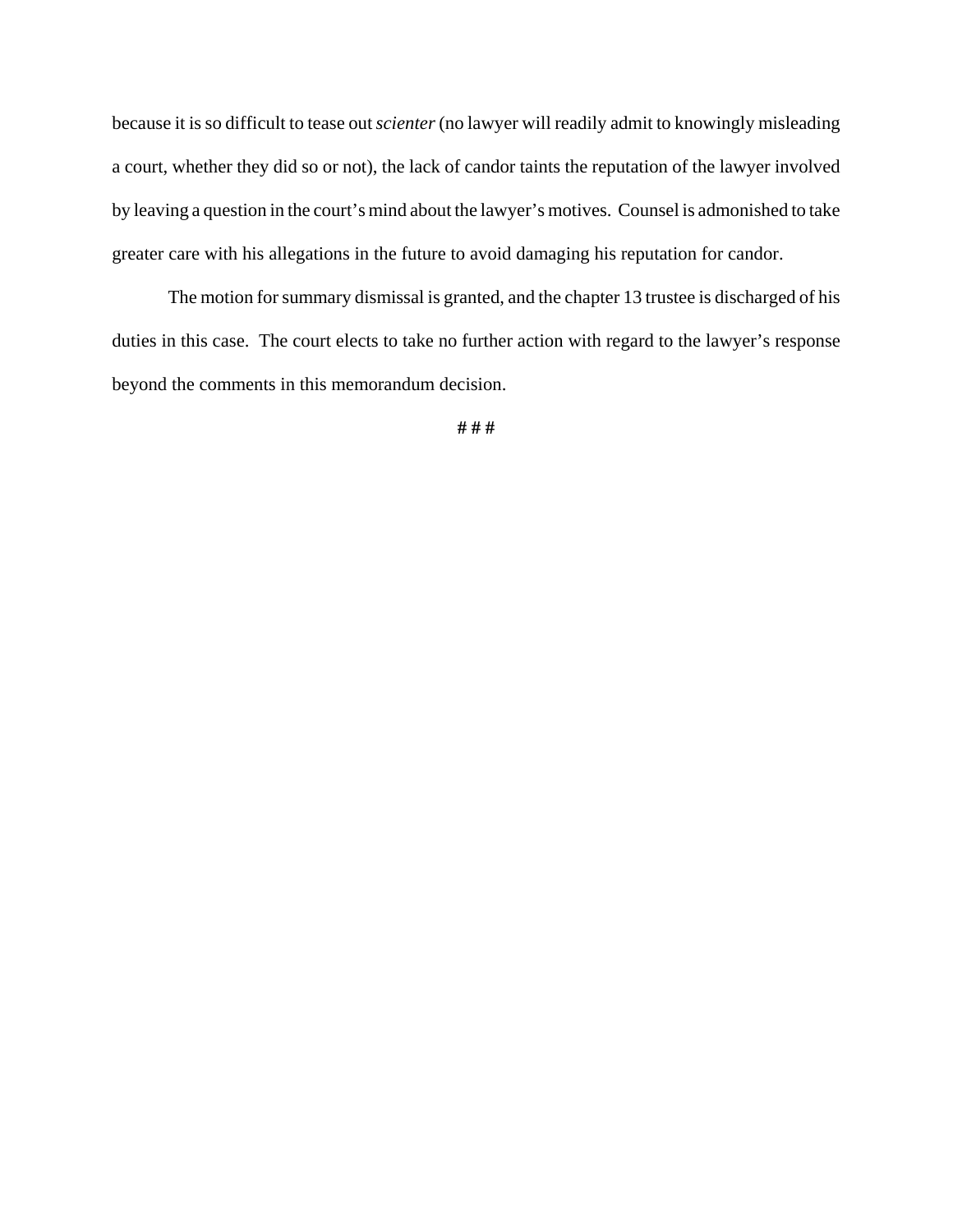because it is so difficult to tease out *scienter* (no lawyer will readily admit to knowingly misleading a court, whether they did so or not), the lack of candor taints the reputation of the lawyer involved by leaving a question in the court's mind about the lawyer's motives. Counsel is admonished to take greater care with his allegations in the future to avoid damaging his reputation for candor.

The motion for summary dismissal is granted, and the chapter 13 trustee is discharged of his duties in this case. The court elects to take no further action with regard to the lawyer's response beyond the comments in this memorandum decision.

# # #